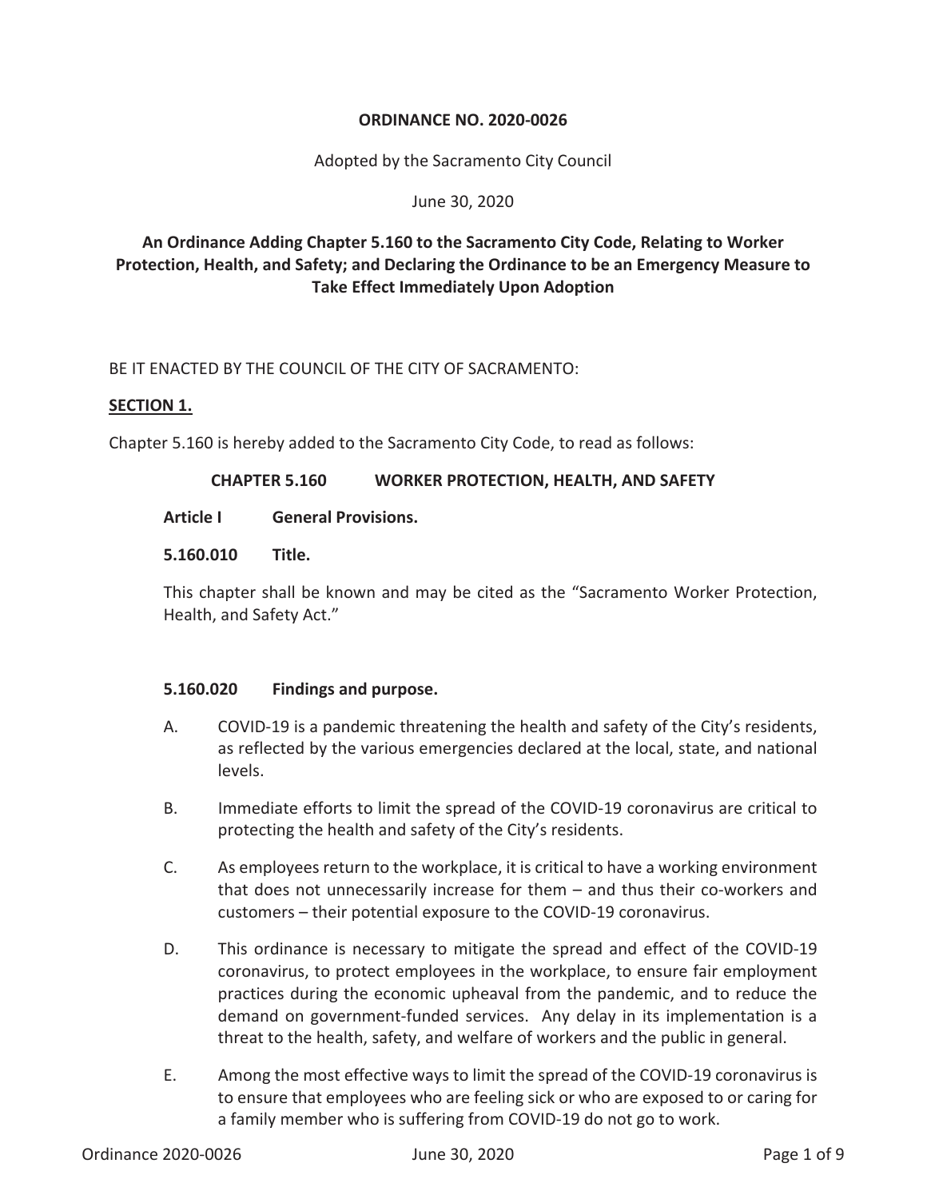**ORDINANCE NO. 2020-0026**

Adopted by the Sacramento City Council

June 30, 2020

**An Ordinance Adding Chapter 5.160 to the Sacramento City Code, Relating to Worker Protection, Health, and Safety; and Declaring the Ordinance to be an Emergency Measure to Take Effect Immediately Upon Adoption**

BE IT ENACTED BY THE COUNCIL OF THE CITY OF SACRAMENTO:

**SECTION 1.**

Chapter 5.160 is hereby added to the Sacramento City Code, to read as follows:

**CHAPTER 5.160 WORKER PROTECTION, HEALTH, AND SAFETY**

**Article I General Provisions.**

**5.160.010 Title.**

This chapter shall be known and may be cited as the "Sacramento Worker Protection, Health, and Safety Act."

**5.160.020 Findings and purpose.**

A. COVID-19 is a pandemic threatening the health and safety of the City's residents, as reflected by the various emergencies declared at the local, state, and national levels.

B. Immediate efforts to limit the spread of the COVID-19 coronavirus are critical to protecting the health and safety of the City's residents.

C. As employees return to the workplace, it is critical to have a working environment that does not unnecessarily increase for them – and thus their co-workers and customers – their potential exposure to the COVID-19 coronavirus.

D. This ordinance is necessary to mitigate the spread and effect of the COVID-19 coronavirus, to protect employees in the workplace, to ensure fair employment practices during the economic upheaval from the pandemic, and to reduce the demand on government-funded services. Any delay in its implementation is a threat to the health, safety, and welfare of workers and the public in general.

E. Among the most effective ways to limit the spread of the COVID-19 coronavirus is to ensure that employees who are feeling sick or who are exposed to or caring for a family member who is suffering from COVID-19 do not go to work.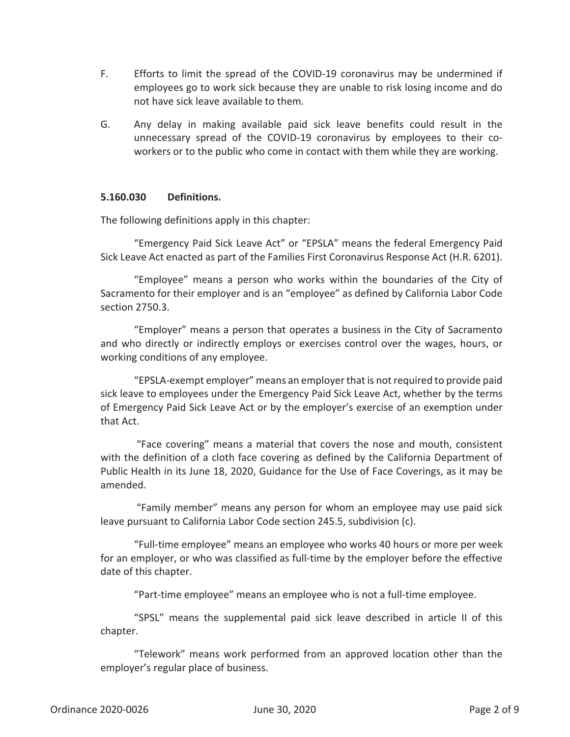F. Efforts to limit the spread of the COVID-19 coronavirus may be undermined if employees go to work sick because they are unable to risk losing income and do not have sick leave available to them.

G. Any delay in making available paid sick leave benefits could result in the unnecessary spread of the COVID-19 coronavirus by employees to their co-workers or to the public who come in contact with them while they are working.

**5.160.030 Definitions.**

The following definitions apply in this chapter:

"Emergency Paid Sick Leave Act" or "EPSLA" means the federal Emergency Paid Sick Leave Act enacted as part of the Families First Coronavirus Response Act (H.R. 6201).

"Employee" means a person who works within the boundaries of the City of Sacramento for their employer and is an "employee" as defined by California Labor Code section 2750.3.

"Employer" means a person that operates a business in the City of Sacramento and who directly or indirectly employs or exercises control over the wages, hours, or working conditions of any employee.

"EPSLA-exempt employer" means an employer that is not required to provide paid sick leave to employees under the Emergency Paid Sick Leave Act, whether by the terms of Emergency Paid Sick Leave Act or by the employer's exercise of an exemption under that Act.

"Face covering" means a material that covers the nose and mouth, consistent with the definition of a cloth face covering as defined by the California Department of Public Health in its June 18, 2020, Guidance for the Use of Face Coverings, as it may be amended.

"Family member" means any person for whom an employee may use paid sick leave pursuant to California Labor Code section 245.5, subdivision (c).

"Full-time employee" means an employee who works 40 hours or more per week for an employer, or who was classified as full-time by the employer before the effective date of this chapter.

"Part-time employee" means an employee who is not a full-time employee.

"SPSL" means the supplemental paid sick leave described in article II of this chapter.

"Telework" means work performed from an approved location other than the employer's regular place of business.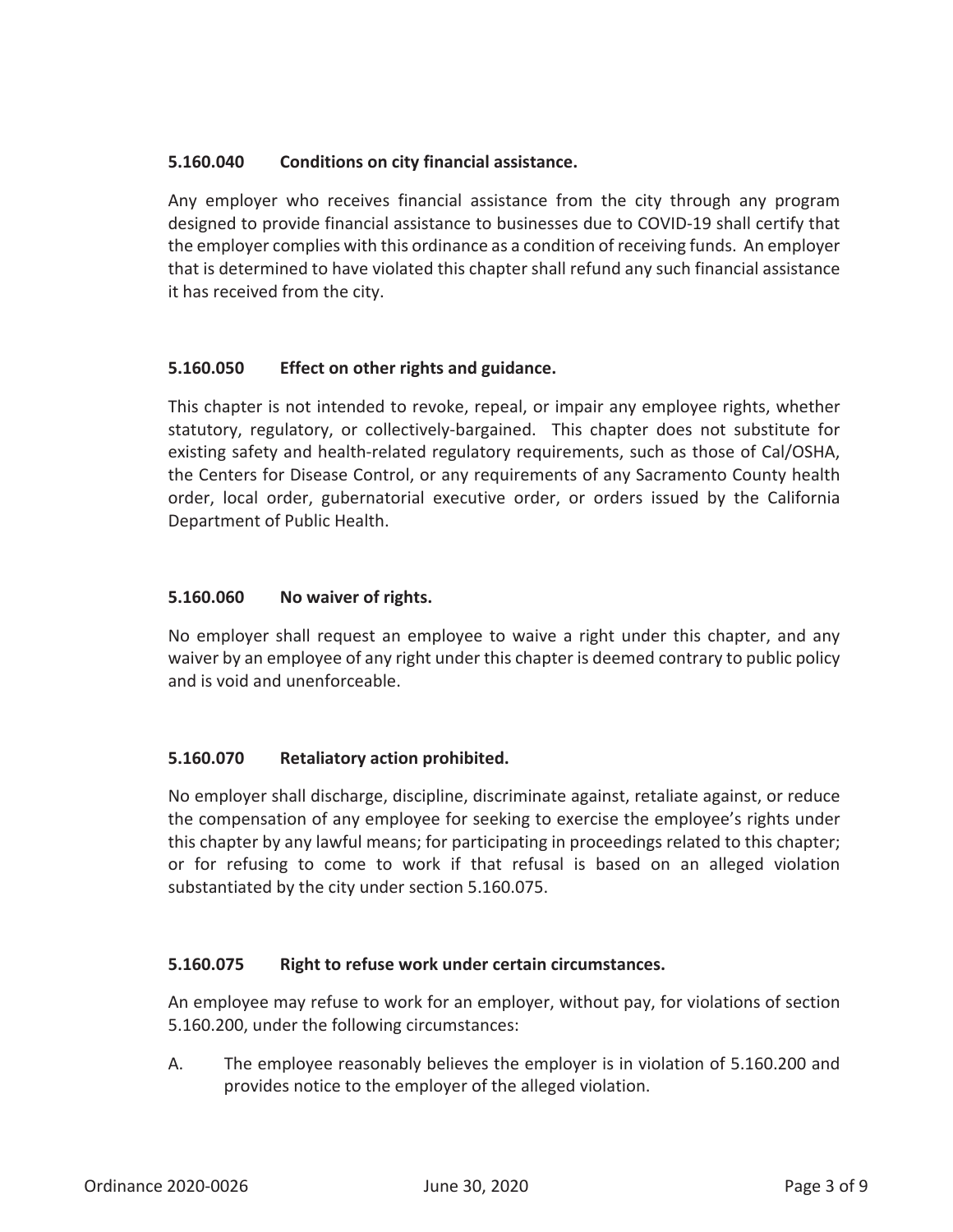### 5.160.040 Conditions on city financial assistance.

Any employer who receives financial assistance from the city through any program designed to provide financial assistance to businesses due to COVID-19 shall certify that the employer complies with this ordinance as a condition of receiving funds. An employer that is determined to have violated this chapter shall refund any such financial assistance it has received from the city.

### 5.160.050 Effect on other rights and guidance.

This chapter is not intended to revoke, repeal, or impair any employee rights, whether statutory, regulatory, or collectively-bargained. This chapter does not substitute for existing safety and health-related regulatory requirements, such as those of Cal/OSHA, the Centers for Disease Control, or any requirements of any Sacramento County health order, local order, gubernatorial executive order, or orders issued by the California Department of Public Health.

### 5.160.060 No waiver of rights.

No employer shall request an employee to waive a right under this chapter, and any waiver by an employee of any right under this chapter is deemed contrary to public policy and is void and unenforceable.

### 5.160.070 Retaliatory action prohibited.

No employer shall discharge, discipline, discriminate against, retaliate against, or reduce the compensation of any employee for seeking to exercise the employee's rights under this chapter by any lawful means; for participating in proceedings related to this chapter; or for refusing to come to work if that refusal is based on an alleged violation substantiated by the city under section 5.160.075.

### 5.160.075 Right to refuse work under certain circumstances.

An employee may refuse to work for an employer, without pay, for violations of section 5.160.200, under the following circumstances:

A. The employee reasonably believes the employer is in violation of 5.160.200 and provides notice to the employer of the alleged violation.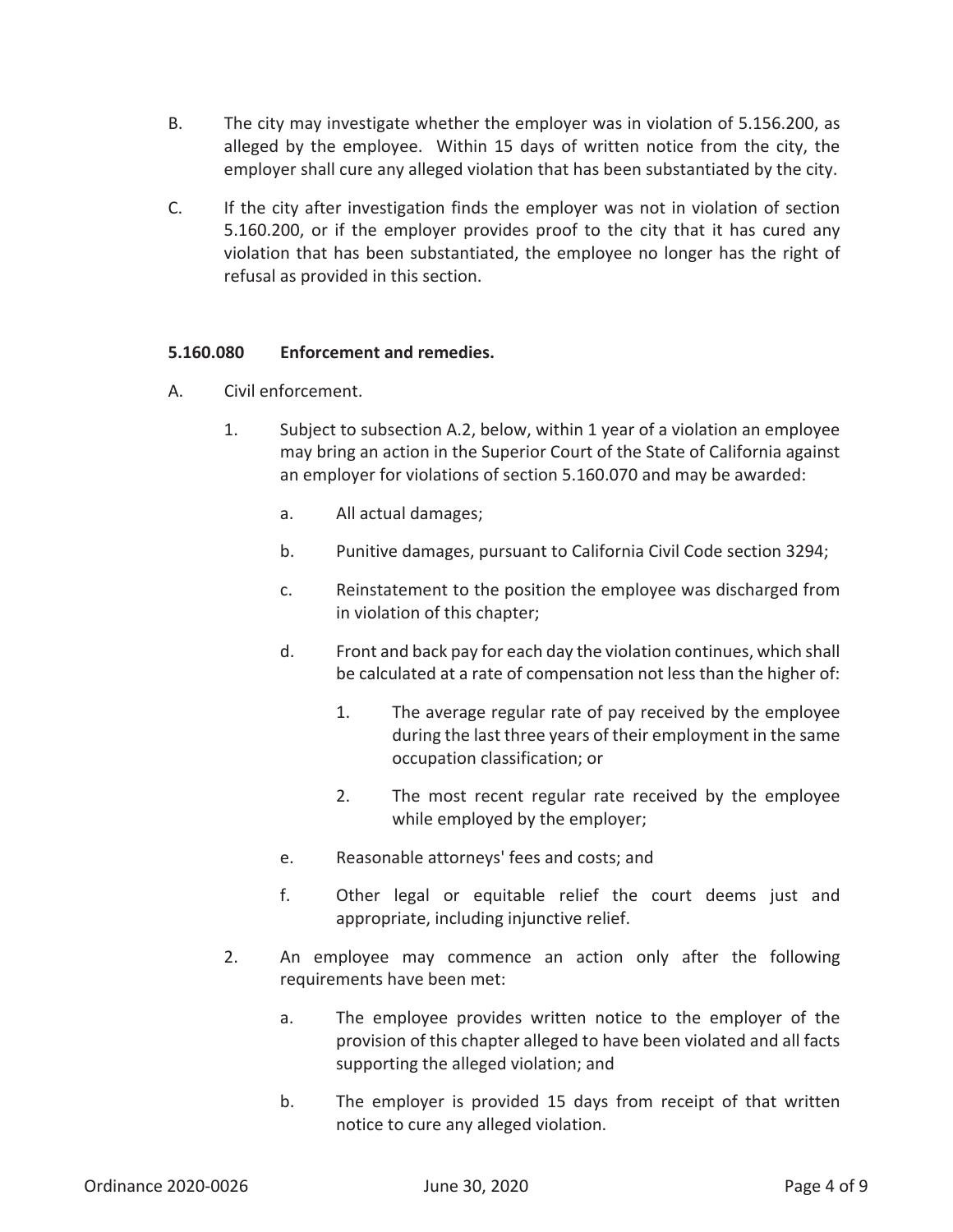B. The city may investigate whether the employer was in violation of 5.156.200, as alleged by the employee. Within 15 days of written notice from the city, the employer shall cure any alleged violation that has been substantiated by the city.

C. If the city after investigation finds the employer was not in violation of section 5.160.200, or if the employer provides proof to the city that it has cured any violation that has been substantiated, the employee no longer has the right of refusal as provided in this section.

### 5.160.080 Enforcement and remedies.

A. Civil enforcement.

1. Subject to subsection A.2, below, within 1 year of a violation an employee may bring an action in the Superior Court of the State of California against an employer for violations of section 5.160.070 and may be awarded:

    a. All actual damages;

    b. Punitive damages, pursuant to California Civil Code section 3294;

    c. Reinstatement to the position the employee was discharged from in violation of this chapter;

    d. Front and back pay for each day the violation continues, which shall be calculated at a rate of compensation not less than the higher of:

        1. The average regular rate of pay received by the employee during the last three years of their employment in the same occupation classification; or

        2. The most recent regular rate received by the employee while employed by the employer;

    e. Reasonable attorneys' fees and costs; and

    f. Other legal or equitable relief the court deems just and appropriate, including injunctive relief.

2. An employee may commence an action only after the following requirements have been met:

    a. The employee provides written notice to the employer of the provision of this chapter alleged to have been violated and all facts supporting the alleged violation; and

    b. The employer is provided 15 days from receipt of that written notice to cure any alleged violation.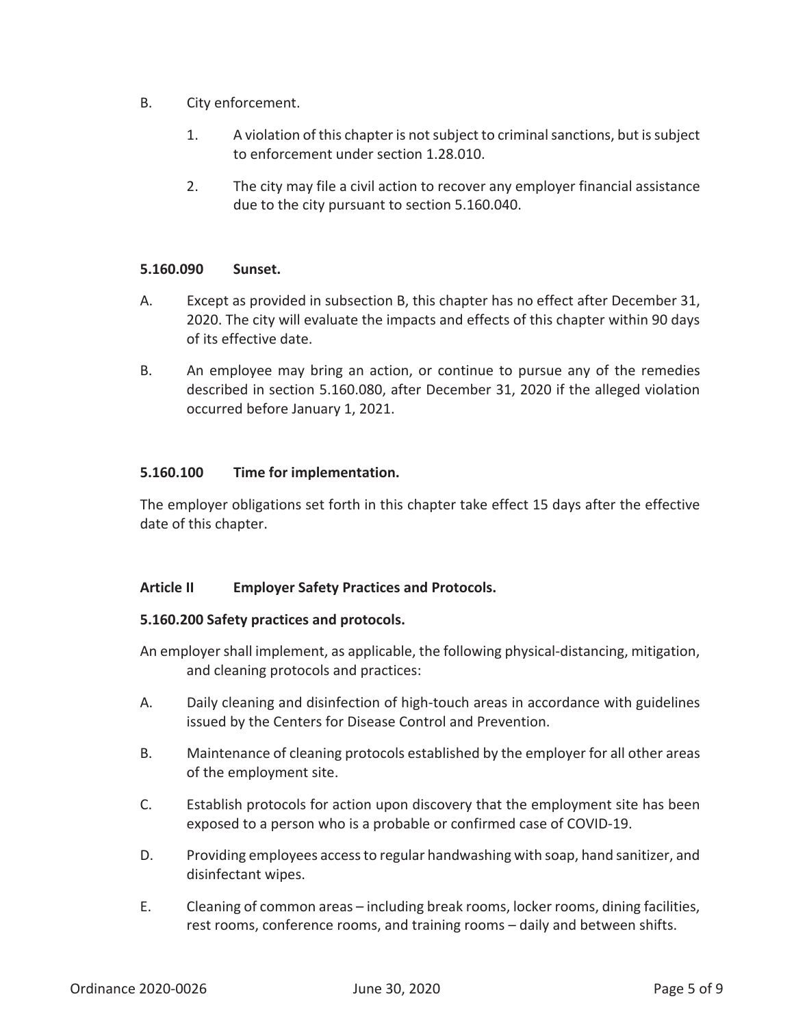B. City enforcement.

1. A violation of this chapter is not subject to criminal sanctions, but is subject to enforcement under section 1.28.010.

2. The city may file a civil action to recover any employer financial assistance due to the city pursuant to section 5.160.040.

**5.160.090 Sunset.**

A. Except as provided in subsection B, this chapter has no effect after December 31, 2020. The city will evaluate the impacts and effects of this chapter within 90 days of its effective date.

B. An employee may bring an action, or continue to pursue any of the remedies described in section 5.160.080, after December 31, 2020 if the alleged violation occurred before January 1, 2021.

**5.160.100 Time for implementation.**

The employer obligations set forth in this chapter take effect 15 days after the effective date of this chapter.

**Article II Employer Safety Practices and Protocols.**

**5.160.200 Safety practices and protocols.**

An employer shall implement, as applicable, the following physical-distancing, mitigation, and cleaning protocols and practices:

A. Daily cleaning and disinfection of high-touch areas in accordance with guidelines issued by the Centers for Disease Control and Prevention.

B. Maintenance of cleaning protocols established by the employer for all other areas of the employment site.

C. Establish protocols for action upon discovery that the employment site has been exposed to a person who is a probable or confirmed case of COVID-19.

D. Providing employees access to regular handwashing with soap, hand sanitizer, and disinfectant wipes.

E. Cleaning of common areas – including break rooms, locker rooms, dining facilities, rest rooms, conference rooms, and training rooms – daily and between shifts.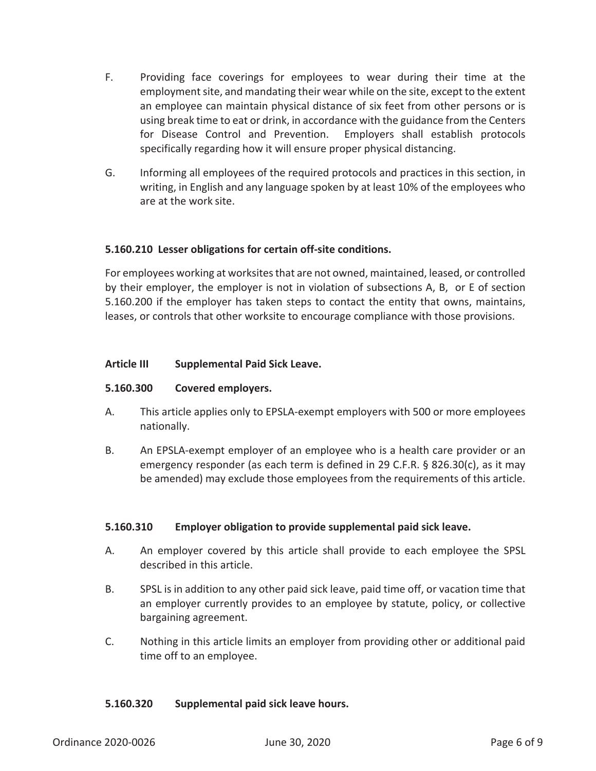F. Providing face coverings for employees to wear during their time at the employment site, and mandating their wear while on the site, except to the extent an employee can maintain physical distance of six feet from other persons or is using break time to eat or drink, in accordance with the guidance from the Centers for Disease Control and Prevention. Employers shall establish protocols specifically regarding how it will ensure proper physical distancing.

G. Informing all employees of the required protocols and practices in this section, in writing, in English and any language spoken by at least 10% of the employees who are at the work site.

**5.160.210 Lesser obligations for certain off-site conditions.**

For employees working at worksites that are not owned, maintained, leased, or controlled by their employer, the employer is not in violation of subsections A, B, or E of section 5.160.200 if the employer has taken steps to contact the entity that owns, maintains, leases, or controls that other worksite to encourage compliance with those provisions.

**Article III Supplemental Paid Sick Leave.**

**5.160.300 Covered employers.**

A. This article applies only to EPSLA-exempt employers with 500 or more employees nationally.

B. An EPSLA-exempt employer of an employee who is a health care provider or an emergency responder (as each term is defined in 29 C.F.R. § 826.30(c), as it may be amended) may exclude those employees from the requirements of this article.

**5.160.310 Employer obligation to provide supplemental paid sick leave.**

A. An employer covered by this article shall provide to each employee the SPSL described in this article.

B. SPSL is in addition to any other paid sick leave, paid time off, or vacation time that an employer currently provides to an employee by statute, policy, or collective bargaining agreement.

C. Nothing in this article limits an employer from providing other or additional paid time off to an employee.

**5.160.320 Supplemental paid sick leave hours.**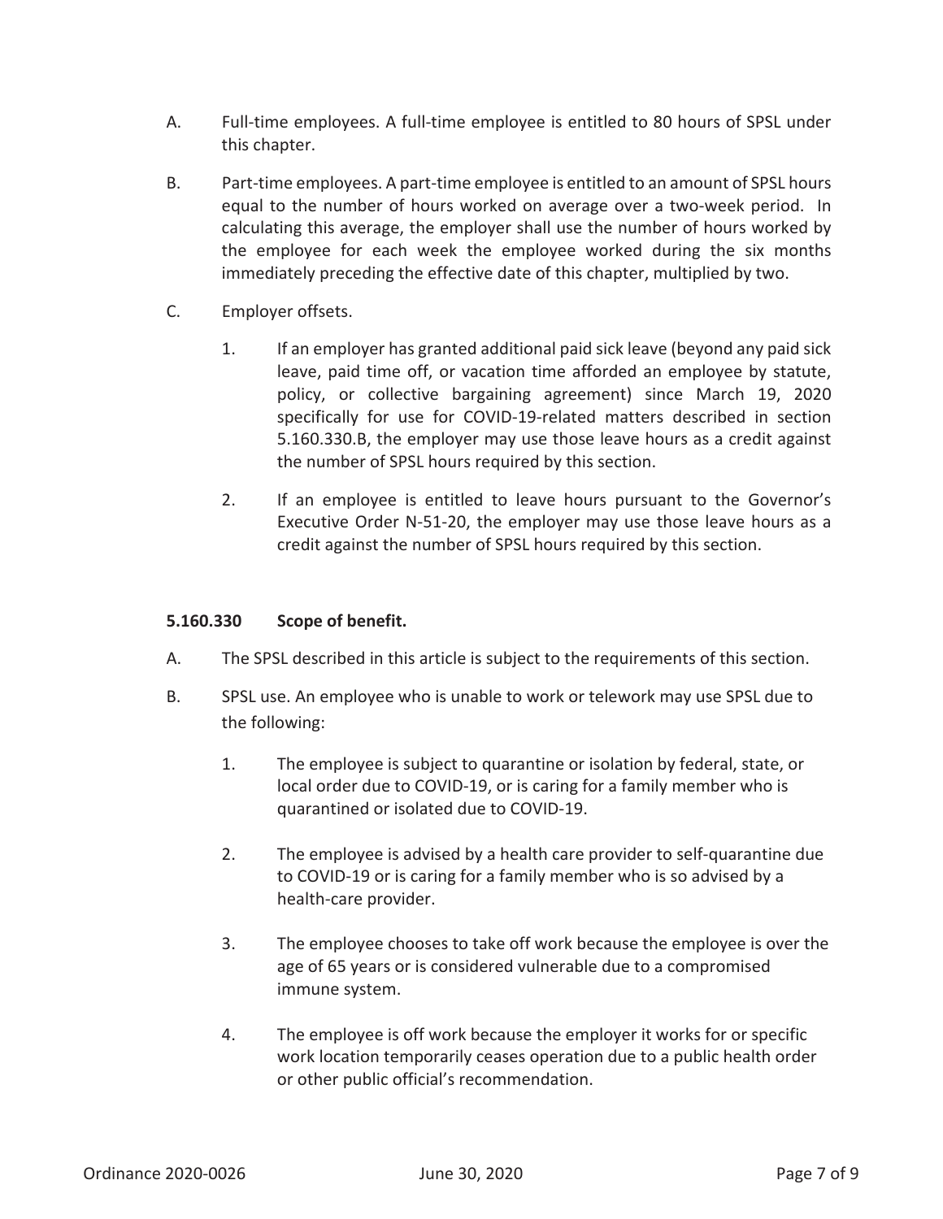A. Full-time employees. A full-time employee is entitled to 80 hours of SPSL under this chapter.

B. Part-time employees. A part-time employee is entitled to an amount of SPSL hours equal to the number of hours worked on average over a two-week period. In calculating this average, the employer shall use the number of hours worked by the employee for each week the employee worked during the six months immediately preceding the effective date of this chapter, multiplied by two.

C. Employer offsets.

   1. If an employer has granted additional paid sick leave (beyond any paid sick leave, paid time off, or vacation time afforded an employee by statute, policy, or collective bargaining agreement) since March 19, 2020 specifically for use for COVID-19-related matters described in section 5.160.330.B, the employer may use those leave hours as a credit against the number of SPSL hours required by this section.

   2. If an employee is entitled to leave hours pursuant to the Governor's Executive Order N-51-20, the employer may use those leave hours as a credit against the number of SPSL hours required by this section.

**5.160.330 Scope of benefit.**

A. The SPSL described in this article is subject to the requirements of this section.

B. SPSL use. An employee who is unable to work or telework may use SPSL due to the following:

   1. The employee is subject to quarantine or isolation by federal, state, or local order due to COVID-19, or is caring for a family member who is quarantined or isolated due to COVID-19.

   2. The employee is advised by a health care provider to self-quarantine due to COVID-19 or is caring for a family member who is so advised by a health-care provider.

   3. The employee chooses to take off work because the employee is over the age of 65 years or is considered vulnerable due to a compromised immune system.

   4. The employee is off work because the employer it works for or specific work location temporarily ceases operation due to a public health order or other public official's recommendation.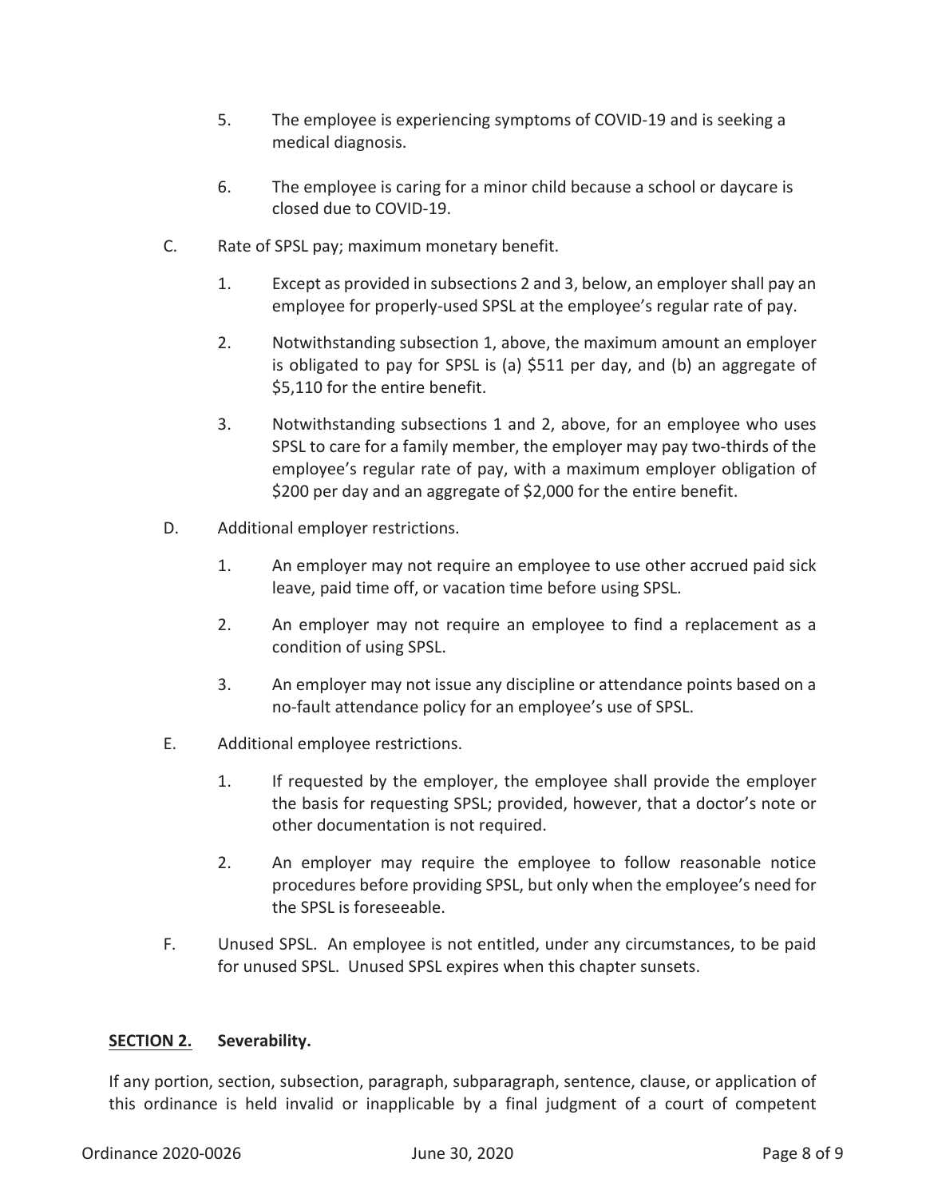5. The employee is experiencing symptoms of COVID-19 and is seeking a medical diagnosis.

6. The employee is caring for a minor child because a school or daycare is closed due to COVID-19.

C. Rate of SPSL pay; maximum monetary benefit.

   1. Except as provided in subsections 2 and 3, below, an employer shall pay an employee for properly-used SPSL at the employee's regular rate of pay.

   2. Notwithstanding subsection 1, above, the maximum amount an employer is obligated to pay for SPSL is (a) $511 per day, and (b) an aggregate of $5,110 for the entire benefit.

   3. Notwithstanding subsections 1 and 2, above, for an employee who uses SPSL to care for a family member, the employer may pay two-thirds of the employee's regular rate of pay, with a maximum employer obligation of $200 per day and an aggregate of $2,000 for the entire benefit.

D. Additional employer restrictions.

   1. An employer may not require an employee to use other accrued paid sick leave, paid time off, or vacation time before using SPSL.

   2. An employer may not require an employee to find a replacement as a condition of using SPSL.

   3. An employer may not issue any discipline or attendance points based on a no-fault attendance policy for an employee's use of SPSL.

E. Additional employee restrictions.

   1. If requested by the employer, the employee shall provide the employer the basis for requesting SPSL; provided, however, that a doctor's note or other documentation is not required.

   2. An employer may require the employee to follow reasonable notice procedures before providing SPSL, but only when the employee's need for the SPSL is foreseeable.

F. Unused SPSL. An employee is not entitled, under any circumstances, to be paid for unused SPSL. Unused SPSL expires when this chapter sunsets.

**SECTION 2. Severability.**

If any portion, section, subsection, paragraph, subparagraph, sentence, clause, or application of this ordinance is held invalid or inapplicable by a final judgment of a court of competent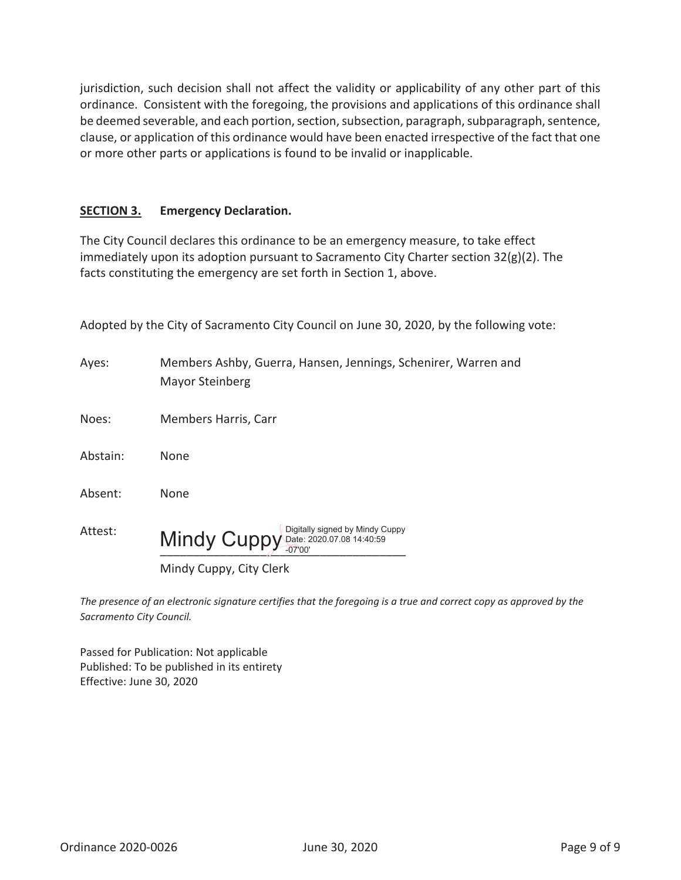jurisdiction, such decision shall not affect the validity or applicability of any other part of this ordinance. Consistent with the foregoing, the provisions and applications of this ordinance shall be deemed severable, and each portion, section, subsection, paragraph, subparagraph, sentence, clause, or application of this ordinance would have been enacted irrespective of the fact that one or more other parts or applications is found to be invalid or inapplicable.

**SECTION 3. Emergency Declaration.**

The City Council declares this ordinance to be an emergency measure, to take effect immediately upon its adoption pursuant to Sacramento City Charter section 32(g)(2). The facts constituting the emergency are set forth in Section 1, above.

Adopted by the City of Sacramento City Council on June 30, 2020, by the following vote:

Ayes: Members Ashby, Guerra, Hansen, Jennings, Schenirer, Warren and Mayor Steinberg

Noes: Members Harris, Carr

Abstain: None

Absent: None

Attest: Mindy Cuppy Digitally signed by Mindy Cuppy Date: 2020.07.08 14:40:59 -07'00'

Mindy Cuppy, City Clerk

*The presence of an electronic signature certifies that the foregoing is a true and correct copy as approved by the Sacramento City Council.*

Passed for Publication: Not applicable
Published: To be published in its entirety
Effective: June 30, 2020